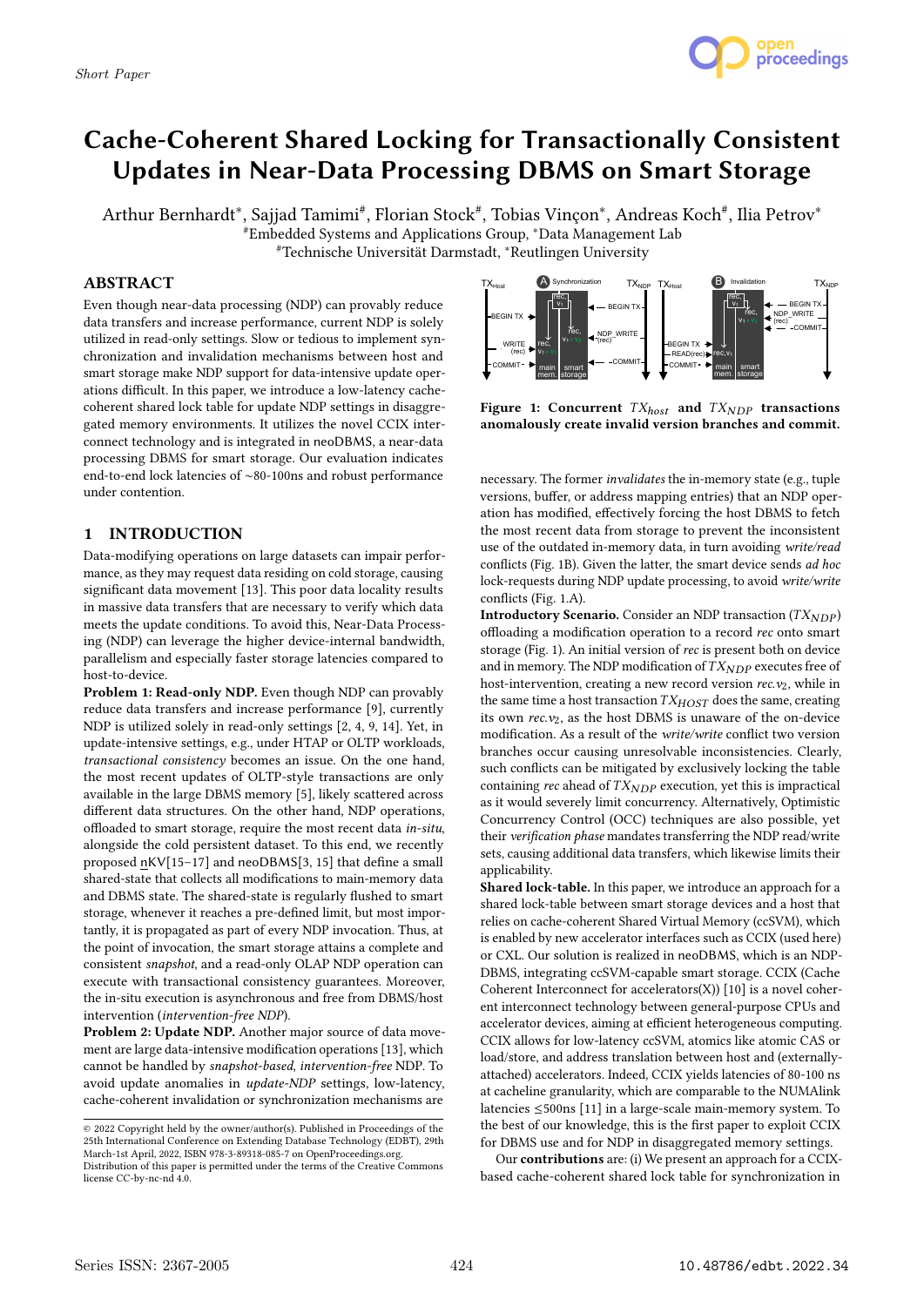# Cache-Coherent Shared Locking for Transactionally Consistent Updates in Near-Data Processing DBMS on Smart Storage

Arthur Bernhardt[*], Sajjad Tamimi[#], Florian Stock[#], Tobias Vinçon[*], Andreas Koch[#], Ilia Petrov[*]

[#]Embedded Systems and Applications Group, [*]Data Management Lab

[#]Technische Universität Darmstadt, [*]Reutlingen University

## ABSTRACT

Even though near-data processing (NDP) can provably reduce data transfers and increase performance, current NDP is solely utilized in read-only settings. Slow or tedious to implement synchronization and invalidation mechanisms between host and smart storage make NDP support for data-intensive update operations difficult. In this paper, we introduce a low-latency cache-coherent shared lock table for update NDP settings in disaggregated memory environments. It utilizes the novel CCIX interconnect technology and is integrated in neoDBMS, a near-data processing DBMS for smart storage. Our evaluation indicates end-to-end lock latencies of ∼80-100ns and robust performance under contention.

## 1 INTRODUCTION

Data-modifying operations on large datasets can impair performance, as they may request data residing on cold storage, causing significant data movement [13]. This poor data locality results in massive data transfers that are necessary to verify which data meets the update conditions. To avoid this, Near-Data Processing (NDP) can leverage the higher device-internal bandwidth, parallelism and especially faster storage latencies compared to host-to-device.

**Problem 1: Read-only NDP.** Even though NDP can provably reduce data transfers and increase performance [9], currently NDP is utilized solely in read-only settings [2, 4, 9, 14]. Yet, in update-intensive settings, e.g., under HTAP or OLTP workloads, *transactional consistency* becomes an issue. On the one hand, the most recent updates of OLTP-style transactions are only available in the large DBMS memory [5], likely scattered across different data structures. On the other hand, NDP operations, offloaded to smart storage, require the most recent data *in-situ*, alongside the cold persistent dataset. To this end, we recently proposed nKV[15–17] and neoDBMS[3, 15] that define a small shared-state that collects all modifications to main-memory data and DBMS state. The shared-state is regularly flushed to smart storage, whenever it reaches a pre-defined limit, but most importantly, it is propagated as part of every NDP invocation. Thus, at the point of invocation, the smart storage attains a complete and consistent *snapshot*, and a read-only OLAP NDP operation can execute with transactional consistency guarantees. Moreover, the in-situ execution is asynchronous and free from DBMS/host intervention (*intervention-free NDP*).

**Problem 2: Update NDP.** Another major source of data movement are large data-intensive modification operations [13], which cannot be handled by *snapshot-based*, *intervention-free* NDP. To avoid update anomalies in *update-NDP* settings, low-latency, cache-coherent invalidation and synchronization mechanisms are

Figure 1: Concurrent $TX_{host}$ and $TX_{NDP}$ transactions anomalously create invalid version branches and commit.

necessary. The former *invalidates* the in-memory state (e.g., tuple versions, buffer, or address mapping entries) that an NDP operation has modified, effectively forcing the host DBMS to fetch the most recent data from storage to prevent the inconsistent use of the outdated in-memory data, in turn avoiding *write/read* conflicts (Fig. 1B). Given the latter, the smart device sends *ad hoc* lock-requests during NDP update processing, to avoid *write/write* conflicts (Fig. 1.A).

**Introductory Scenario.** Consider an NDP transaction ($TX_{NDP}$) offloading a modification operation to a record *rec* onto smart storage (Fig. 1). An initial version of *rec* is present both on device and in memory. The NDP modification of $TX_{NDP}$ executes free of host-intervention, creating a new record version $rec.v_2$, while in the same time a host transaction $TX_{HOST}$ does the same, creating its own $rec.v_2$, as the host DBMS is unaware of the on-device modification. As a result of the *write/write* conflict two version branches occur causing unresolvable inconsistencies. Clearly, such conflicts can be mitigated by exclusively locking the table containing *rec* ahead of $TX_{NDP}$ execution, yet this is impractical as it would severely limit concurrency. Alternatively, Optimistic Concurrency Control (OCC) techniques are also possible, yet their *verification phase* mandates transferring the NDP read/write sets, causing additional data transfers, which likewise limits their applicability.

**Shared lock-table.** In this paper, we introduce an approach for a shared lock-table between smart storage devices and a host that relies on cache-coherent Shared Virtual Memory (ccSVM), which is enabled by new accelerator interfaces such as CCIX (used here) or CXL. Our solution is realized in neoDBMS, which is an NDP-DBMS, integrating ccSVM-capable smart storage. CCIX (Cache Coherent Interconnect for accelerators(X)) [10] is a novel coherent interconnect technology between general-purpose CPUs and accelerator devices, aiming at efficient heterogeneous computing. CCIX allows for low-latency ccSVM, atomics like atomic CAS or load/store, and address translation between host and (externally-attached) accelerators. Indeed, CCIX yields latencies of 80-100 ns at cacheline granularity, which are comparable to the NUMAlink latencies ≤500ns [11] in a large-scale main-memory system. To the best of our knowledge, this is the first paper to exploit CCIX for DBMS use and for NDP in disaggregated memory settings.

Our **contributions** are: (i) We present an approach for a CCIX-based cache-coherent shared lock table for synchronization in

© 2022 Copyright held by the owner/author(s). Published in Proceedings of the 25th International Conference on Extending Database Technology (EDBT), 29th March-1st April, 2022, ISBN 978-3-89318-085-7 on OpenProceedings.org. Distribution of this paper is permitted under the terms of the Creative Commons license CC-by-nc-nd 4.0.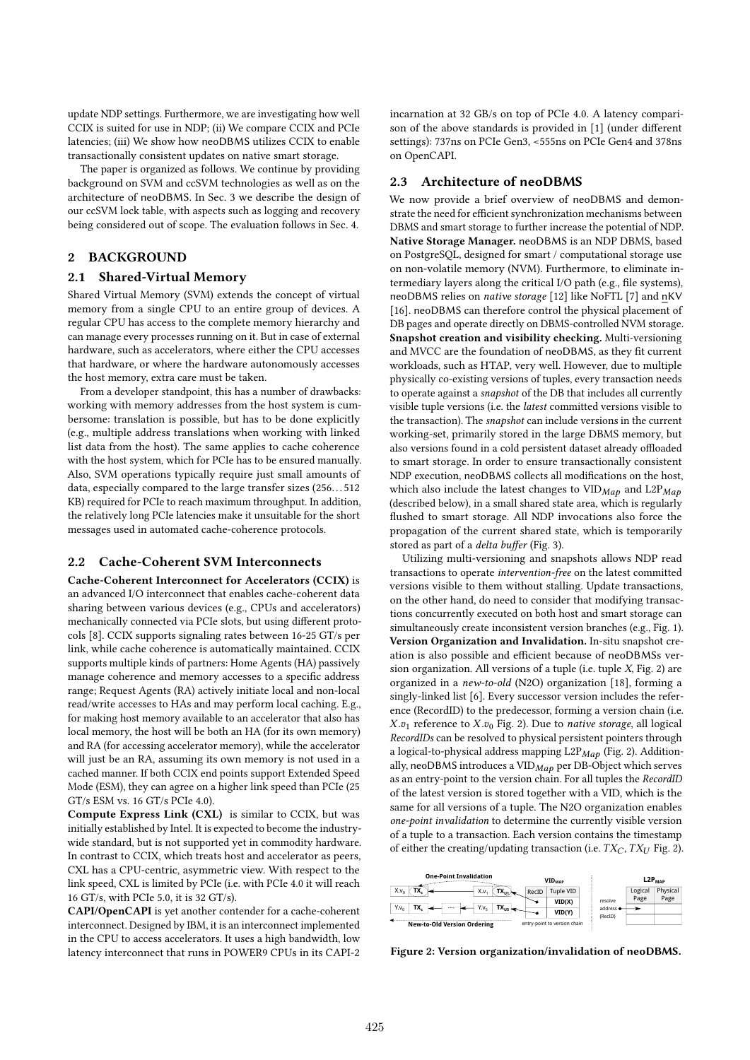update NDP settings. Furthermore, we are investigating how well CCIX is suited for use in NDP; (ii) We compare CCIX and PCIe latencies; (iii) We show how neoDBMS utilizes CCIX to enable transactionally consistent updates on native smart storage.

The paper is organized as follows. We continue by providing background on SVM and ccSVM technologies as well as on the architecture of neoDBMS. In Sec. 3 we describe the design of our ccSVM lock table, with aspects such as logging and recovery being considered out of scope. The evaluation follows in Sec. 4.

## 2 BACKGROUND

### 2.1 Shared-Virtual Memory

Shared Virtual Memory (SVM) extends the concept of virtual memory from a single CPU to an entire group of devices. A regular CPU has access to the complete memory hierarchy and can manage every processes running on it. But in case of external hardware, such as accelerators, where either the CPU accesses that hardware, or where the hardware autonomously accesses the host memory, extra care must be taken.

From a developer standpoint, this has a number of drawbacks: working with memory addresses from the host system is cumbersome: translation is possible, but has to be done explicitly (e.g., multiple address translations when working with linked list data from the host). The same applies to cache coherence with the host system, which for PCIe has to be ensured manually. Also, SVM operations typically require just small amounts of data, especially compared to the large transfer sizes (256…512 KB) required for PCIe to reach maximum throughput. In addition, the relatively long PCIe latencies make it unsuitable for the short messages used in automated cache-coherence protocols.

### 2.2 Cache-Coherent SVM Interconnects

**Cache-Coherent Interconnect for Accelerators (CCIX)** is an advanced I/O interconnect that enables cache-coherent data sharing between various devices (e.g., CPUs and accelerators) mechanically connected via PCIe slots, but using different protocols [8]. CCIX supports signaling rates between 16-25 GT/s per link, while cache coherence is automatically maintained. CCIX supports multiple kinds of partners: Home Agents (HA) passively manage coherence and memory accesses to a specific address range; Request Agents (RA) actively initiate local and non-local read/write accesses to HAs and may perform local caching. E.g., for making host memory available to an accelerator that also has local memory, the host will be both an HA (for its own memory) and RA (for accessing accelerator memory), while the accelerator will just be an RA, assuming its own memory is not used in a cached manner. If both CCIX end points support Extended Speed Mode (ESM), they can agree on a higher link speed than PCIe (25 GT/s ESM vs. 16 GT/s PCIe 4.0).

**Compute Express Link (CXL)** is similar to CCIX, but was initially established by Intel. It is expected to become the industry-wide standard, but is not supported yet in commodity hardware. In contrast to CCIX, which treats host and accelerator as peers, CXL has a CPU-centric, asymmetric view. With respect to the link speed, CXL is limited by PCIe (i.e. with PCIe 4.0 it will reach 16 GT/s, with PCIe 5.0, it is 32 GT/s).

**CAPI/OpenCAPI** is yet another contender for a cache-coherent interconnect. Designed by IBM, it is an interconnect implemented in the CPU to access accelerators. It uses a high bandwidth, low latency interconnect that runs in POWER9 CPUs in its CAPI-2 incarnation at 32 GB/s on top of PCIe 4.0. A latency comparison of the above standards is provided in [1] (under different settings): 737ns on PCIe Gen3, <555ns on PCIe Gen4 and 378ns on OpenCAPI.

### 2.3 Architecture of neoDBMS

We now provide a brief overview of neoDBMS and demonstrate the need for efficient synchronization mechanisms between DBMS and smart storage to further increase the potential of NDP.

**Native Storage Manager.** neoDBMS is an NDP DBMS, based on PostgreSQL, designed for smart / computational storage use on non-volatile memory (NVM). Furthermore, to eliminate intermediary layers along the critical I/O path (e.g., file systems), neoDBMS relies on *native storage* [12] like NoFTL [7] and n̲KV [16]. neoDBMS can therefore control the physical placement of DB pages and operate directly on DBMS-controlled NVM storage.

**Snapshot creation and visibility checking.** Multi-versioning and MVCC are the foundation of neoDBMS, as they fit current workloads, such as HTAP, very well. However, due to multiple physically co-existing versions of tuples, every transaction needs to operate against a *snapshot* of the DB that includes all currently visible tuple versions (i.e. the *latest* committed versions visible to the transaction). The *snapshot* can include versions in the current working-set, primarily stored in the large DBMS memory, but also versions found in a cold persistent dataset already offloaded to smart storage. In order to ensure transactionally consistent NDP execution, neoDBMS collects all modifications on the host, which also include the latest changes to $\text{VID}_{Map}$ and $\text{L2P}_{Map}$ (described below), in a small shared state area, which is regularly flushed to smart storage. All NDP invocations also force the propagation of the current shared state, which is temporarily stored as part of a *delta buffer* (Fig. 3).

Utilizing multi-versioning and snapshots allows NDP read transactions to operate *intervention-free* on the latest committed versions visible to them without stalling. Update transactions, on the other hand, do need to consider that modifying transactions concurrently executed on both host and smart storage can simultaneously create inconsistent version branches (e.g., Fig. 1).

**Version Organization and Invalidation.** In-situ snapshot creation is also possible and efficient because of neoDBMSs version organization. All versions of a tuple (i.e. tuple *X*, Fig. 2) are organized in a *new-to-old* (N2O) organization [18], forming a singly-linked list [6]. Every successor version includes the reference (RecordID) to the predecessor, forming a version chain (i.e. $X.v_1$ reference to $X.v_0$ Fig. 2). Due to *native storage*, all logical *RecordIDs* can be resolved to physical persistent pointers through a logical-to-physical address mapping $\text{L2P}_{Map}$ (Fig. 2). Additionally, neoDBMS introduces a $\text{VID}_{Map}$ per DB-Object which serves as an entry-point to the version chain. For all tuples the *RecordID* of the latest version is stored together with a VID, which is the same for all versions of a tuple. The N2O organization enables *one-point invalidation* to determine the currently visible version of a tuple to a transaction. Each version contains the timestamp of either the creating/updating transaction (i.e. $TX_C$, $TX_U$ Fig. 2).

**Figure 2: Version organization/invalidation of neoDBMS.**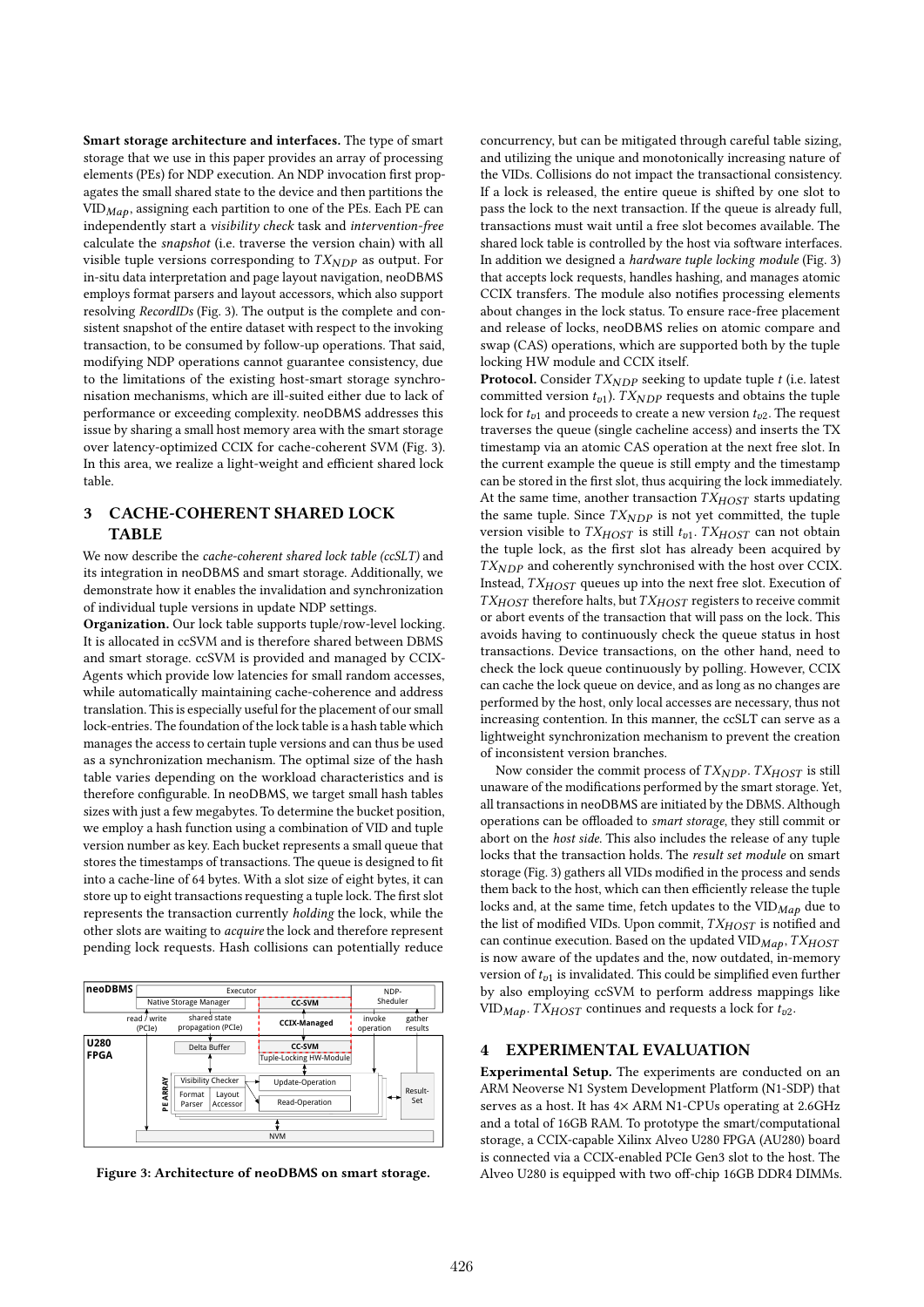**Smart storage architecture and interfaces.** The type of smart storage that we use in this paper provides an array of processing elements (PEs) for NDP execution. An NDP invocation first propagates the small shared state to the device and then partitions the $\text{VID}_{Map}$, assigning each partition to one of the PEs. Each PE can independently start a *visibility check* task and *intervention-free* calculate the *snapshot* (i.e. traverse the version chain) with all visible tuple versions corresponding to $TX_{NDP}$ as output. For in-situ data interpretation and page layout navigation, neoDBMS employs format parsers and layout accessors, which also support resolving *RecordIDs* (Fig. 3). The output is the complete and consistent snapshot of the entire dataset with respect to the invoking transaction, to be consumed by follow-up operations. That said, modifying NDP operations cannot guarantee consistency, due to the limitations of the existing host-smart storage synchronisation mechanisms, which are ill-suited either due to lack of performance or exceeding complexity. neoDBMS addresses this issue by sharing a small host memory area with the smart storage over latency-optimized CCIX for cache-coherent SVM (Fig. 3). In this area, we realize a light-weight and efficient shared lock table.

## 3 CACHE-COHERENT SHARED LOCK TABLE

We now describe the *cache-coherent shared lock table (ccSLT)* and its integration in neoDBMS and smart storage. Additionally, we demonstrate how it enables the invalidation and synchronization of individual tuple versions in update NDP settings.

**Organization.** Our lock table supports tuple/row-level locking. It is allocated in ccSVM and is therefore shared between DBMS and smart storage. ccSVM is provided and managed by CCIX-Agents which provide low latencies for small random accesses, while automatically maintaining cache-coherence and address translation. This is especially useful for the placement of our small lock-entries. The foundation of the lock table is a hash table which manages the access to certain tuple versions and can thus be used as a synchronization mechanism. The optimal size of the hash table varies depending on the workload characteristics and is therefore configurable. In neoDBMS, we target small hash tables sizes with just a few megabytes. To determine the bucket position, we employ a hash function using a combination of VID and tuple version number as key. Each bucket represents a small queue that stores the timestamps of transactions. The queue is designed to fit into a cache-line of 64 bytes. With a slot size of eight bytes, it can store up to eight transactions requesting a tuple lock. The first slot represents the transaction currently *holding* the lock, while the other slots are waiting to *acquire* the lock and therefore represent pending lock requests. Hash collisions can potentially reduce concurrency, but can be mitigated through careful table sizing, and utilizing the unique and monotonically increasing nature of the VIDs. Collisions do not impact the transactional consistency. If a lock is released, the entire queue is shifted by one slot to pass the lock to the next transaction. If the queue is already full, transactions must wait until a free slot becomes available. The shared lock table is controlled by the host via software interfaces. In addition we designed a *hardware tuple locking module* (Fig. 3) that accepts lock requests, handles hashing, and manages atomic CCIX transfers. The module also notifies processing elements about changes in the lock status. To ensure race-free placement and release of locks, neoDBMS relies on atomic compare and swap (CAS) operations, which are supported both by the tuple locking HW module and CCIX itself.

**Protocol.** Consider $TX_{NDP}$ seeking to update tuple $t$ (i.e. latest committed version $t_{v1}$). $TX_{NDP}$ requests and obtains the tuple lock for $t_{v1}$ and proceeds to create a new version $t_{v2}$. The request traverses the queue (single cacheline access) and inserts the TX timestamp via an atomic CAS operation at the next free slot. In the current example the queue is still empty and the timestamp can be stored in the first slot, thus acquiring the lock immediately. At the same time, another transaction $TX_{HOST}$ starts updating the same tuple. Since $TX_{NDP}$ is not yet committed, the tuple version visible to $TX_{HOST}$ is still $t_{v1}$. $TX_{HOST}$ can not obtain the tuple lock, as the first slot has already been acquired by $TX_{NDP}$ and coherently synchronised with the host over CCIX. Instead, $TX_{HOST}$ queues up into the next free slot. Execution of $TX_{HOST}$ therefore halts, but $TX_{HOST}$ registers to receive commit or abort events of the transaction that will pass on the lock. This avoids having to continuously check the queue status in host transactions. Device transactions, on the other hand, need to check the lock queue continuously by polling. However, CCIX can cache the lock queue on device, and as long as no changes are performed by the host, only local accesses are necessary, thus not increasing contention. In this manner, the ccSLT can serve as a lightweight synchronization mechanism to prevent the creation of inconsistent version branches.

Now consider the commit process of $TX_{NDP}$. $TX_{HOST}$ is still unaware of the modifications performed by the smart storage. Yet, all transactions in neoDBMS are initiated by the DBMS. Although operations can be offloaded to *smart storage*, they still commit or abort on the *host side*. This also includes the release of any tuple locks that the transaction holds. The *result set module* on smart storage (Fig. 3) gathers all VIDs modified in the process and sends them back to the host, which can then efficiently release the tuple locks and, at the same time, fetch updates to the $\text{VID}_{Map}$ due to the list of modified VIDs. Upon commit, $TX_{HOST}$ is notified and can continue execution. Based on the updated $\text{VID}_{Map}$, $TX_{HOST}$ is now aware of the updates and the, now outdated, in-memory version of $t_{v1}$ is invalidated. This could be simplified even further by also employing ccSVM to perform address mappings like $\text{VID}_{Map}$. $TX_{HOST}$ continues and requests a lock for $t_{v2}$.

**Figure 3: Architecture of neoDBMS on smart storage.**

## 4 EXPERIMENTAL EVALUATION

**Experimental Setup.** The experiments are conducted on an ARM Neoverse N1 System Development Platform (N1-SDP) that serves as a host. It has 4× ARM N1-CPUs operating at 2.6GHz and a total of 16GB RAM. To prototype the smart/computational storage, a CCIX-capable Xilinx Alveo U280 FPGA (AU280) board is connected via a CCIX-enabled PCIe Gen3 slot to the host. The Alveo U280 is equipped with two off-chip 16GB DDR4 DIMMs.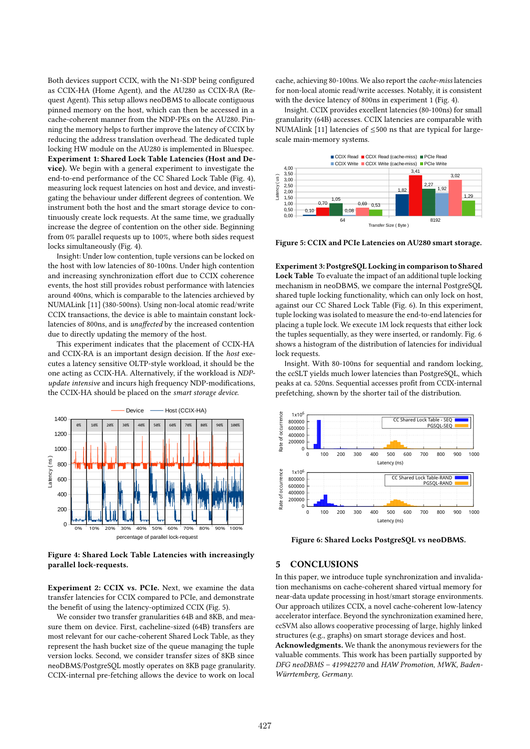Both devices support CCIX, with the N1-SDP being configured as CCIX-HA (Home Agent), and the AU280 as CCIX-RA (Request Agent). This setup allows neoDBMS to allocate contiguous pinned memory on the host, which can then be accessed in a cache-coherent manner from the NDP-PEs on the AU280. Pinning the memory helps to further improve the latency of CCIX by reducing the address translation overhead. The dedicated tuple locking HW module on the AU280 is implemented in Bluespec.

**Experiment 1: Shared Lock Table Latencies (Host and Device).** We begin with a general experiment to investigate the end-to-end performance of the CC Shared Lock Table (Fig. 4), measuring lock request latencies on host and device, and investigating the behaviour under different degrees of contention. We instrument both the host and the smart storage device to continuously create lock requests. At the same time, we gradually increase the degree of contention on the other side. Beginning from 0% parallel requests up to 100%, where both sides request locks simultaneously (Fig. 4).

Insight: Under low contention, tuple versions can be locked on the host with low latencies of 80-100ns. Under high contention and increasing synchronization effort due to CCIX coherence events, the host still provides robust performance with latencies around 400ns, which is comparable to the latencies archieved by NUMALink [11] (380-500ns). Using non-local atomic read/write CCIX transactions, the device is able to maintain constant lock-latencies of 800ns, and is *unaffected* by the increased contention due to directly updating the memory of the host.

This experiment indicates that the placement of CCIX-HA and CCIX-RA is an important design decision. If the *host* executes a latency sensitive OLTP-style workload, it should be the one acting as CCIX-HA. Alternatively, if the workload is *NDP-update intensive* and incurs high frequency NDP-modifications, the CCIX-HA should be placed on the *smart storage device.*

**Figure 4: Shared Lock Table Latencies with increasingly parallel lock-requests.**

**Experiment 2: CCIX vs. PCIe.** Next, we examine the data transfer latencies for CCIX compared to PCIe, and demonstrate the benefit of using the latency-optimized CCIX (Fig. 5).

We consider two transfer granularities 64B and 8KB, and measure both on device. First, cacheline-sized (64B) transfers are most relevant for our cache-coherent Shared Lock Table, as they represent the hash bucket size of the queue managing the tuple version locks. Second, we consider transfer sizes of 8KB since neoDBMS/PostgreSQL mostly operates on 8KB page granularity. CCIX-internal pre-fetching allows the device to work on local cache, achieving 80-100ns. We also report the *cache-miss* latencies for non-local atomic read/write accesses. Notably, it is consistent with the device latency of 800ns in experiment 1 (Fig. 4).

Insight. CCIX provides excellent latencies (80-100ns) for small granularity (64B) accesses. CCIX latencies are comparable with NUMAlink [11] latencies of ≤500 ns that are typical for large-scale main-memory systems.

**Figure 5: CCIX and PCIe Latencies on AU280 smart storage.**

**Experiment 3: PostgreSQL Locking in comparison to Shared Lock Table** To evaluate the impact of an additional tuple locking mechanism in neoDBMS, we compare the internal PostgreSQL shared tuple locking functionality, which can only lock on host, against our CC Shared Lock Table (Fig. 6). In this experiment, tuple locking was isolated to measure the end-to-end latencies for placing a tuple lock. We execute 1M lock requests that either lock the tuples sequentially, as they were inserted, or randomly. Fig. 6 shows a histogram of the distribution of latencies for individual lock requests.

Insight. With 80-100ns for sequential and random locking, the ccSLT yields much lower latencies than PostgreSQL, which peaks at ca. 520ns. Sequential accesses profit from CCIX-internal prefetching, shown by the shorter tail of the distribution.

**Figure 6: Shared Locks PostgreSQL vs neoDBMS.**

## 5 CONCLUSIONS

In this paper, we introduce tuple synchronization and invalidation mechanisms on cache-coherent shared virtual memory for near-data update processing in host/smart storage environments. Our approach utilizes CCIX, a novel cache-coherent low-latency accelerator interface. Beyond the synchronization examined here, ccSVM also allows cooperative processing of large, highly linked structures (e.g., graphs) on smart storage devices and host.

**Acknowledgments.** We thank the anonymous reviewers for the valuable comments. This work has been partially supported by *DFG neoDBMS – 419942270* and *HAW Promotion, MWK, Baden-Württemberg, Germany.*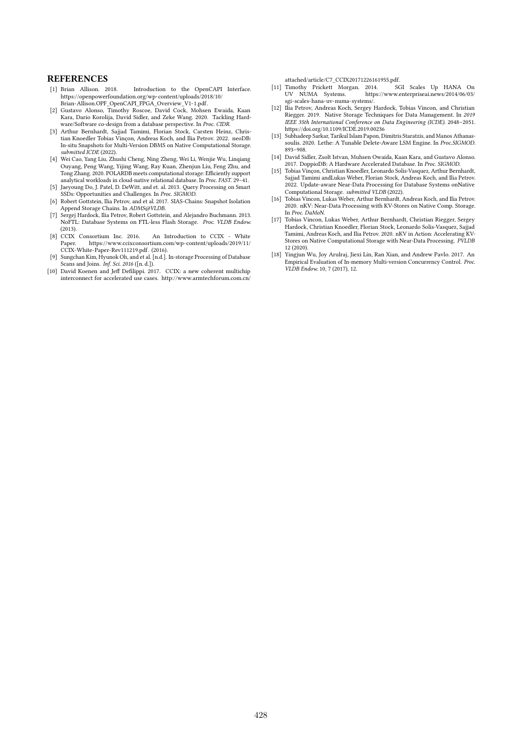## REFERENCES

[1] Brian Allison. 2018. Introduction to the OpenCAPI Interface. https://openpowerfoundation.org/wp-content/uploads/2018/10/Brian-Allison.OPF_OpenCAPI_FPGA_Overview_V1-1.pdf.

[2] Gustavo Alonso, Timothy Roscoe, David Cock, Mohsen Ewaida, Kaan Kara, Dario Korolija, David Sidler, and Zeke Wang. 2020. Tackling Hardware/Software co-design from a database perspective. In *Proc. CIDR*.

[3] Arthur Bernhardt, Sajjad Tamimi, Florian Stock, Carsten Heinz, Christian Knoedler Tobias Vinçon, Andreas Koch, and Ilia Petrov. 2022. neoDB: In-situ Snapshots for Multi-Version DBMS on Native Computational Storage. *submitted ICDE* (2022).

[4] Wei Cao, Yang Liu, Zhushi Cheng, Ning Zheng, Wei Li, Wenjie Wu, Linqiang Ouyang, Peng Wang, Yijing Wang, Ray Kuan, Zhenjun Liu, Feng Zhu, and Tong Zhang. 2020. POLARDB meets computational storage: Efficiently support analytical workloads in cloud-native relational database. In *Proc. FAST*. 29–41.

[5] Jaeyoung Do, J. Patel, D. DeWitt, and et. al. 2013. Query Processing on Smart SSDs: Opportunities and Challenges. In *Proc. SIGMOD*.

[6] Robert Gottstein, Ilia Petrov, and et al. 2017. SIAS-Chains: Snapshot Isolation Append Storage Chains. In *ADMS@VLDB*.

[7] Sergej Hardock, Ilia Petrov, Robert Gottstein, and Alejandro Buchmann. 2013. NoFTL: Database Systems on FTL-less Flash Storage. *Proc. VLDB Endow.* (2013).

[8] CCIX Consortium Inc. 2016. An Introduction to CCIX - White Paper. https://www.ccixconsortium.com/wp-content/uploads/2019/11/CCIX-White-Paper-Rev111219.pdf. (2016).

[9] Sungchan Kim, Hyunok Oh, and et al. [n.d.]. In-storage Processing of Database Scans and Joins. *Inf. Sci. 2016* ([n. d.]).

[10] David Koenen and Jeff Defilippi. 2017. CCIX: a new coherent multichip interconnect for accelerated use cases. http://www.armtechforum.com.cn/attached/article/C7_CCIX20171226161955.pdf.

[11] Timothy Prickett Morgan. 2014. SGI Scales Up HANA On UV NUMA Systems. https://www.enterpriseai.news/2014/06/03/sgi-scales-hana-uv-numa-systems/.

[12] Ilia Petrov, Andreas Koch, Sergey Hardock, Tobias Vincon, and Christian Riegger. 2019. Native Storage Techniques for Data Management. In *2019 IEEE 35th International Conference on Data Engineering (ICDE)*. 2048–2051. https://doi.org/10.1109/ICDE.2019.00236

[13] Subhadeep Sarkar, Tarikul Islam Papon, Dimitris Staratzis, and Manos Athanassoulis. 2020. Lethe: A Tunable Delete-Aware LSM Engine. In *Proc.SIGMOD*. 893–908.

[14] David Sidler, Zsolt Istvan, Muhsen Owaida, Kaan Kara, and Gustavo Alonso. 2017. DoppioDB: A Hardware Accelerated Database. In *Proc. SIGMOD*.

[15] Tobias Vinçon, Christian Knoedler, Leonardo Solis-Vasquez, Arthur Bernhardt, Sajjad Tamimi andLukas Weber, Florian Stock, Andreas Koch, and Ilia Petrov. 2022. Update-aware Near-Data Processing for Database Systems onNative Computational Storage. *submitted VLDB* (2022).

[16] Tobias Vincon, Lukas Weber, Arthur Bernhardt, Andreas Koch, and Ilia Petrov. 2020. nKV: Near-Data Processing with KV-Stores on Native Comp. Storage. In *Proc. DaMoN*.

[17] Tobias Vincon, Lukas Weber, Arthur Bernhardt, Christian Riegger, Sergey Hardock, Christian Knoedler, Florian Stock, Leonardo Solis-Vasquez, Sajjad Tamimi, Andreas Koch, and Ilia Petrov. 2020. nKV in Action: Accelerating KV-Stores on Native Computational Storage with Near-Data Processing. *PVLDB* 12 (2020).

[18] Yingjun Wu, Joy Arulraj, Jiexi Lin, Ran Xian, and Andrew Pavlo. 2017. An Empirical Evaluation of In-memory Multi-version Concurrency Control. *Proc. VLDB Endow.* 10, 7 (2017), 12.